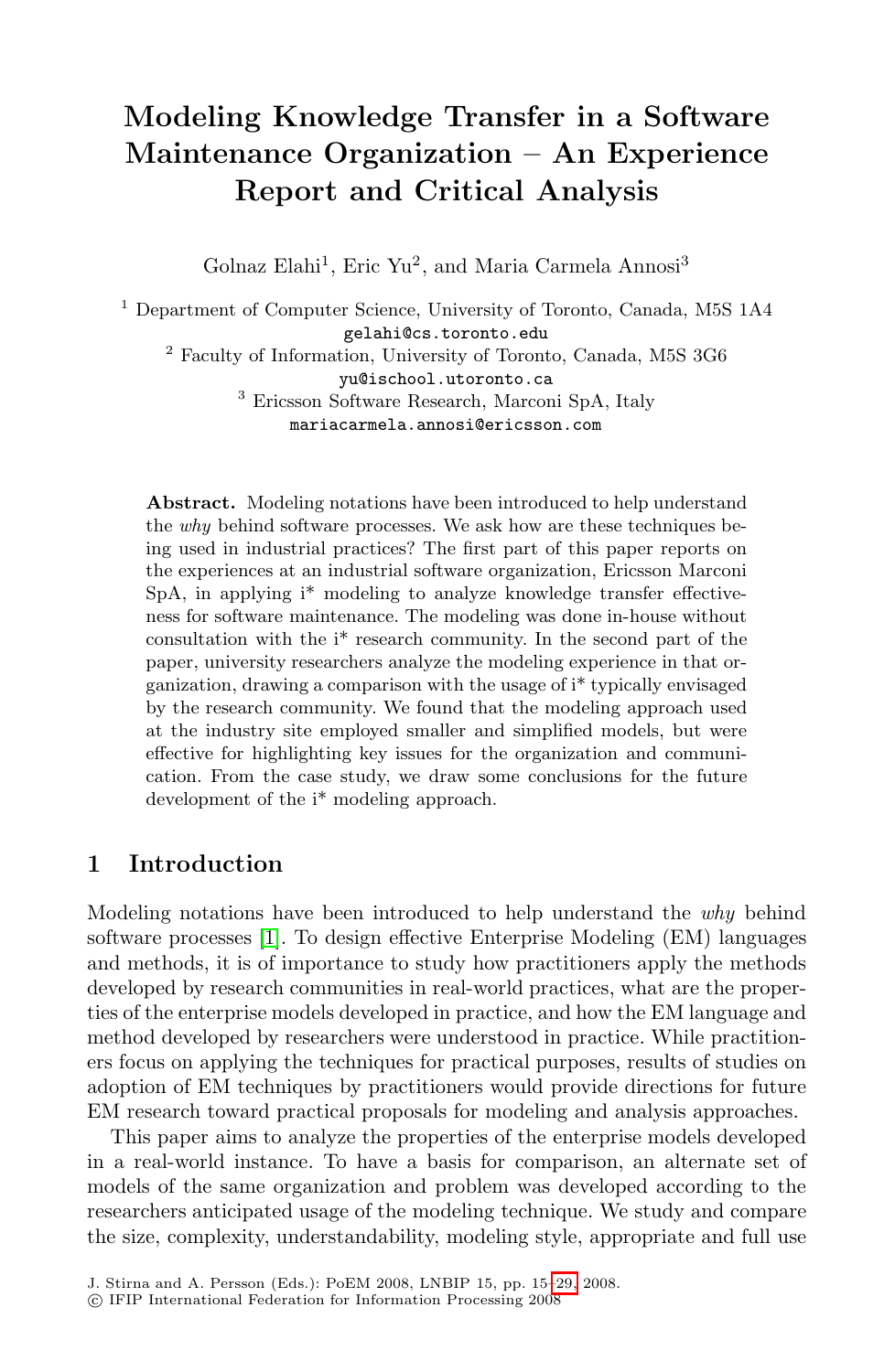# Modeling Knowledge Transfer in a Software Maintenance Organization – An Experience Report and Critical Analysis

Golnaz Elahi[1], Eric Yu[2], and Maria Carmela Annosi[3]

[1] Department of Computer Science, University of Toronto, Canada, M5S 1A4
gelahi@cs.toronto.edu

[2] Faculty of Information, University of Toronto, Canada, M5S 3G6
yu@ischool.utoronto.ca

[3] Ericsson Software Research, Marconi SpA, Italy
mariacarmela.annosi@ericsson.com

**Abstract.** Modeling notations have been introduced to help understand the *why* behind software processes. We ask how are these techniques being used in industrial practices? The first part of this paper reports on the experiences at an industrial software organization, Ericsson Marconi SpA, in applying i* modeling to analyze knowledge transfer effectiveness for software maintenance. The modeling was done in-house without consultation with the i* research community. In the second part of the paper, university researchers analyze the modeling experience in that organization, drawing a comparison with the usage of i* typically envisaged by the research community. We found that the modeling approach used at the industry site employed smaller and simplified models, but were effective for highlighting key issues for the organization and communication. From the case study, we draw some conclusions for the future development of the i* modeling approach.

## 1 Introduction

Modeling notations have been introduced to help understand the *why* behind software processes [1]. To design effective Enterprise Modeling (EM) languages and methods, it is of importance to study how practitioners apply the methods developed by research communities in real-world practices, what are the properties of the enterprise models developed in practice, and how the EM language and method developed by researchers were understood in practice. While practitioners focus on applying the techniques for practical purposes, results of studies on adoption of EM techniques by practitioners would provide directions for future EM research toward practical proposals for modeling and analysis approaches.

This paper aims to analyze the properties of the enterprise models developed in a real-world instance. To have a basis for comparison, an alternate set of models of the same organization and problem was developed according to the researchers anticipated usage of the modeling technique. We study and compare the size, complexity, understandability, modeling style, appropriate and full use

J. Stirna and A. Persson (Eds.): PoEM 2008, LNBIP 15, pp. 15–29, 2008.
© IFIP International Federation for Information Processing 2008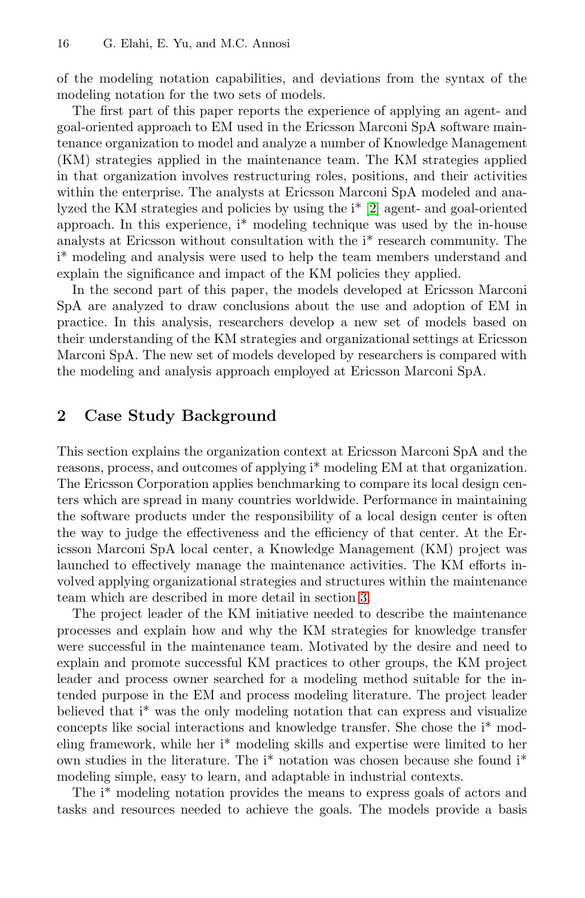of the modeling notation capabilities, and deviations from the syntax of the modeling notation for the two sets of models.

The first part of this paper reports the experience of applying an agent- and goal-oriented approach to EM used in the Ericsson Marconi SpA software maintenance organization to model and analyze a number of Knowledge Management (KM) strategies applied in the maintenance team. The KM strategies applied in that organization involves restructuring roles, positions, and their activities within the enterprise. The analysts at Ericsson Marconi SpA modeled and analyzed the KM strategies and policies by using the i* [2] agent- and goal-oriented approach. In this experience, i* modeling technique was used by the in-house analysts at Ericsson without consultation with the i* research community. The i* modeling and analysis were used to help the team members understand and explain the significance and impact of the KM policies they applied.

In the second part of this paper, the models developed at Ericsson Marconi SpA are analyzed to draw conclusions about the use and adoption of EM in practice. In this analysis, researchers develop a new set of models based on their understanding of the KM strategies and organizational settings at Ericsson Marconi SpA. The new set of models developed by researchers is compared with the modeling and analysis approach employed at Ericsson Marconi SpA.

## 2 Case Study Background

This section explains the organization context at Ericsson Marconi SpA and the reasons, process, and outcomes of applying i* modeling EM at that organization. The Ericsson Corporation applies benchmarking to compare its local design centers which are spread in many countries worldwide. Performance in maintaining the software products under the responsibility of a local design center is often the way to judge the effectiveness and the efficiency of that center. At the Ericsson Marconi SpA local center, a Knowledge Management (KM) project was launched to effectively manage the maintenance activities. The KM efforts involved applying organizational strategies and structures within the maintenance team which are described in more detail in section 3.

The project leader of the KM initiative needed to describe the maintenance processes and explain how and why the KM strategies for knowledge transfer were successful in the maintenance team. Motivated by the desire and need to explain and promote successful KM practices to other groups, the KM project leader and process owner searched for a modeling method suitable for the intended purpose in the EM and process modeling literature. The project leader believed that i* was the only modeling notation that can express and visualize concepts like social interactions and knowledge transfer. She chose the i* modeling framework, while her i* modeling skills and expertise were limited to her own studies in the literature. The i* notation was chosen because she found i* modeling simple, easy to learn, and adaptable in industrial contexts.

The i* modeling notation provides the means to express goals of actors and tasks and resources needed to achieve the goals. The models provide a basis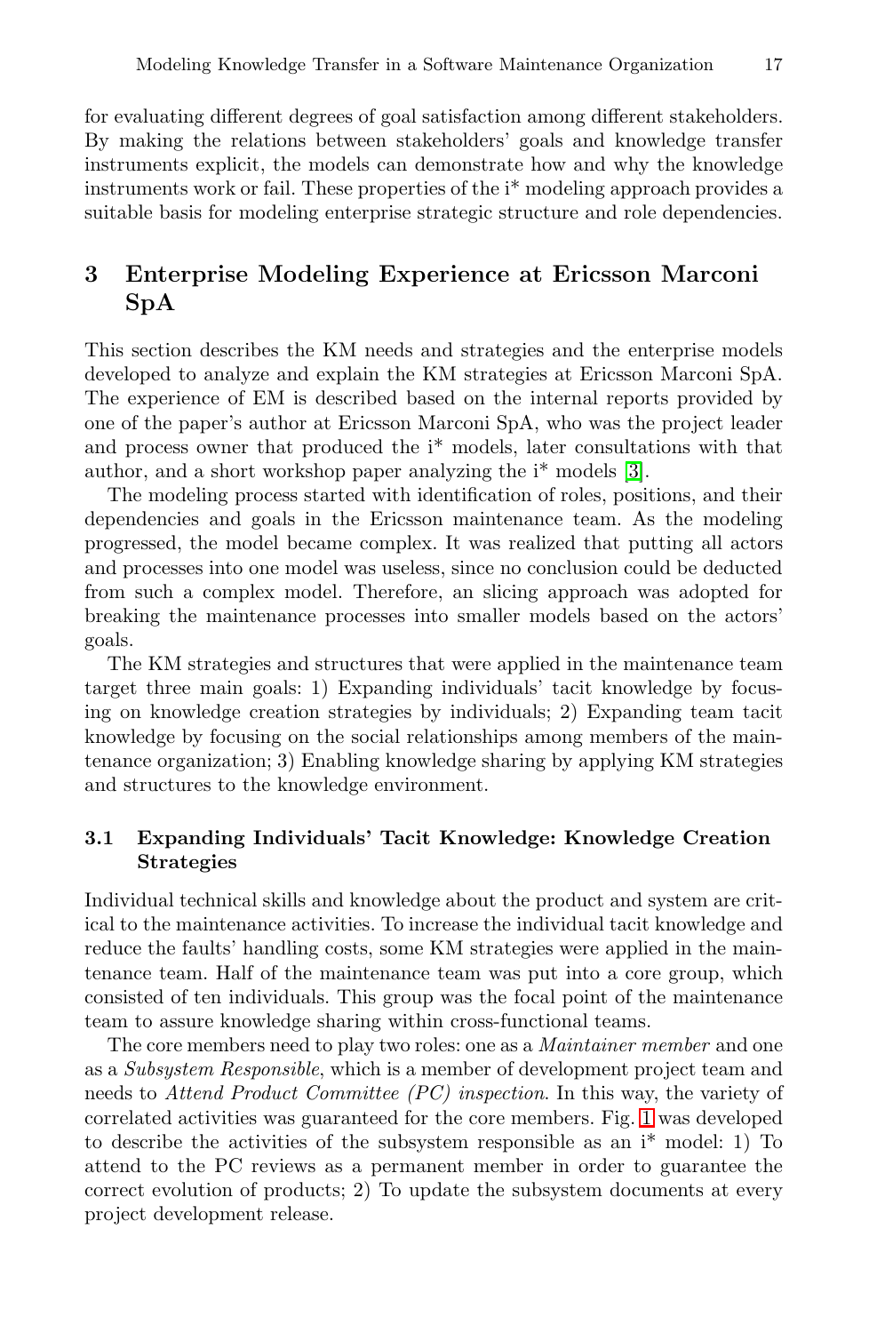for evaluating different degrees of goal satisfaction among different stakeholders. By making the relations between stakeholders' goals and knowledge transfer instruments explicit, the models can demonstrate how and why the knowledge instruments work or fail. These properties of the i* modeling approach provides a suitable basis for modeling enterprise strategic structure and role dependencies.

## 3 Enterprise Modeling Experience at Ericsson Marconi SpA

This section describes the KM needs and strategies and the enterprise models developed to analyze and explain the KM strategies at Ericsson Marconi SpA. The experience of EM is described based on the internal reports provided by one of the paper's author at Ericsson Marconi SpA, who was the project leader and process owner that produced the i* models, later consultations with that author, and a short workshop paper analyzing the i* models [3].

The modeling process started with identification of roles, positions, and their dependencies and goals in the Ericsson maintenance team. As the modeling progressed, the model became complex. It was realized that putting all actors and processes into one model was useless, since no conclusion could be deducted from such a complex model. Therefore, an slicing approach was adopted for breaking the maintenance processes into smaller models based on the actors' goals.

The KM strategies and structures that were applied in the maintenance team target three main goals: 1) Expanding individuals' tacit knowledge by focusing on knowledge creation strategies by individuals; 2) Expanding team tacit knowledge by focusing on the social relationships among members of the maintenance organization; 3) Enabling knowledge sharing by applying KM strategies and structures to the knowledge environment.

### 3.1 Expanding Individuals' Tacit Knowledge: Knowledge Creation Strategies

Individual technical skills and knowledge about the product and system are critical to the maintenance activities. To increase the individual tacit knowledge and reduce the faults' handling costs, some KM strategies were applied in the maintenance team. Half of the maintenance team was put into a core group, which consisted of ten individuals. This group was the focal point of the maintenance team to assure knowledge sharing within cross-functional teams.

The core members need to play two roles: one as a *Maintainer member* and one as a *Subsystem Responsible*, which is a member of development project team and needs to *Attend Product Committee (PC) inspection*. In this way, the variety of correlated activities was guaranteed for the core members. Fig. 1 was developed to describe the activities of the subsystem responsible as an i* model: 1) To attend to the PC reviews as a permanent member in order to guarantee the correct evolution of products; 2) To update the subsystem documents at every project development release.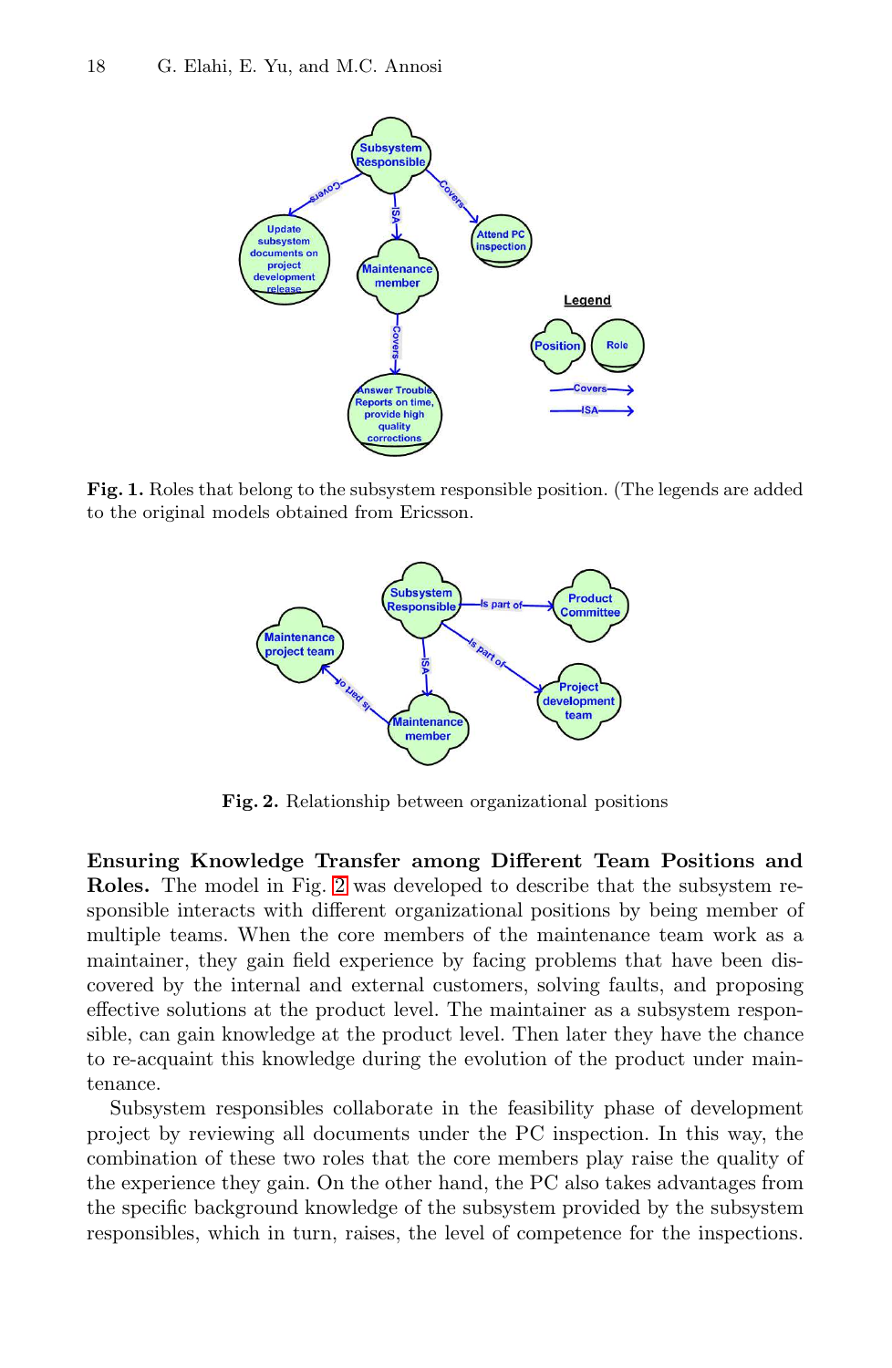**Fig. 1.** Roles that belong to the subsystem responsible position. (The legends are added to the original models obtained from Ericsson.

**Fig. 2.** Relationship between organizational positions

**Ensuring Knowledge Transfer among Different Team Positions and Roles.** The model in Fig. 2 was developed to describe that the subsystem responsible interacts with different organizational positions by being member of multiple teams. When the core members of the maintenance team work as a maintainer, they gain field experience by facing problems that have been discovered by the internal and external customers, solving faults, and proposing effective solutions at the product level. The maintainer as a subsystem responsible, can gain knowledge at the product level. Then later they have the chance to re-acquaint this knowledge during the evolution of the product under maintenance.

Subsystem responsibles collaborate in the feasibility phase of development project by reviewing all documents under the PC inspection. In this way, the combination of these two roles that the core members play raise the quality of the experience they gain. On the other hand, the PC also takes advantages from the specific background knowledge of the subsystem provided by the subsystem responsibles, which in turn, raises, the level of competence for the inspections.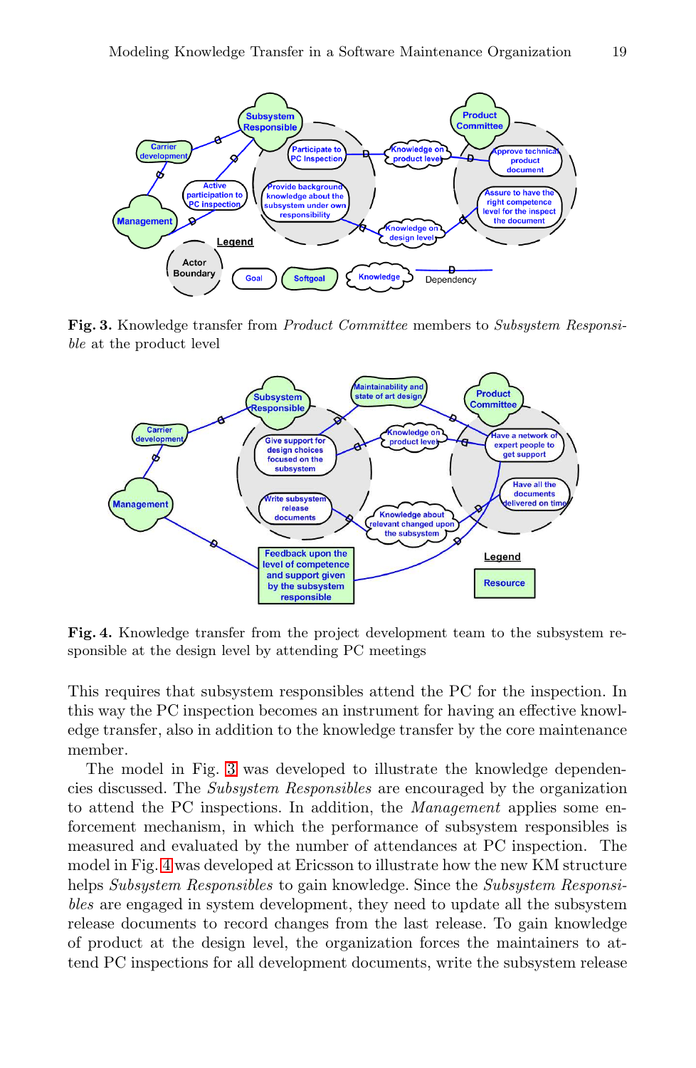**Fig. 3.** Knowledge transfer from *Product Committee* members to *Subsystem Responsible* at the product level

**Fig. 4.** Knowledge transfer from the project development team to the subsystem responsible at the design level by attending PC meetings

This requires that subsystem responsibles attend the PC for the inspection. In this way the PC inspection becomes an instrument for having an effective knowledge transfer, also in addition to the knowledge transfer by the core maintenance member.

The model in Fig. 3 was developed to illustrate the knowledge dependencies discussed. The *Subsystem Responsibles* are encouraged by the organization to attend the PC inspections. In addition, the *Management* applies some enforcement mechanism, in which the performance of subsystem responsibles is measured and evaluated by the number of attendances at PC inspection. The model in Fig. 4 was developed at Ericsson to illustrate how the new KM structure helps *Subsystem Responsibles* to gain knowledge. Since the *Subsystem Responsibles* are engaged in system development, they need to update all the subsystem release documents to record changes from the last release. To gain knowledge of product at the design level, the organization forces the maintainers to attend PC inspections for all development documents, write the subsystem release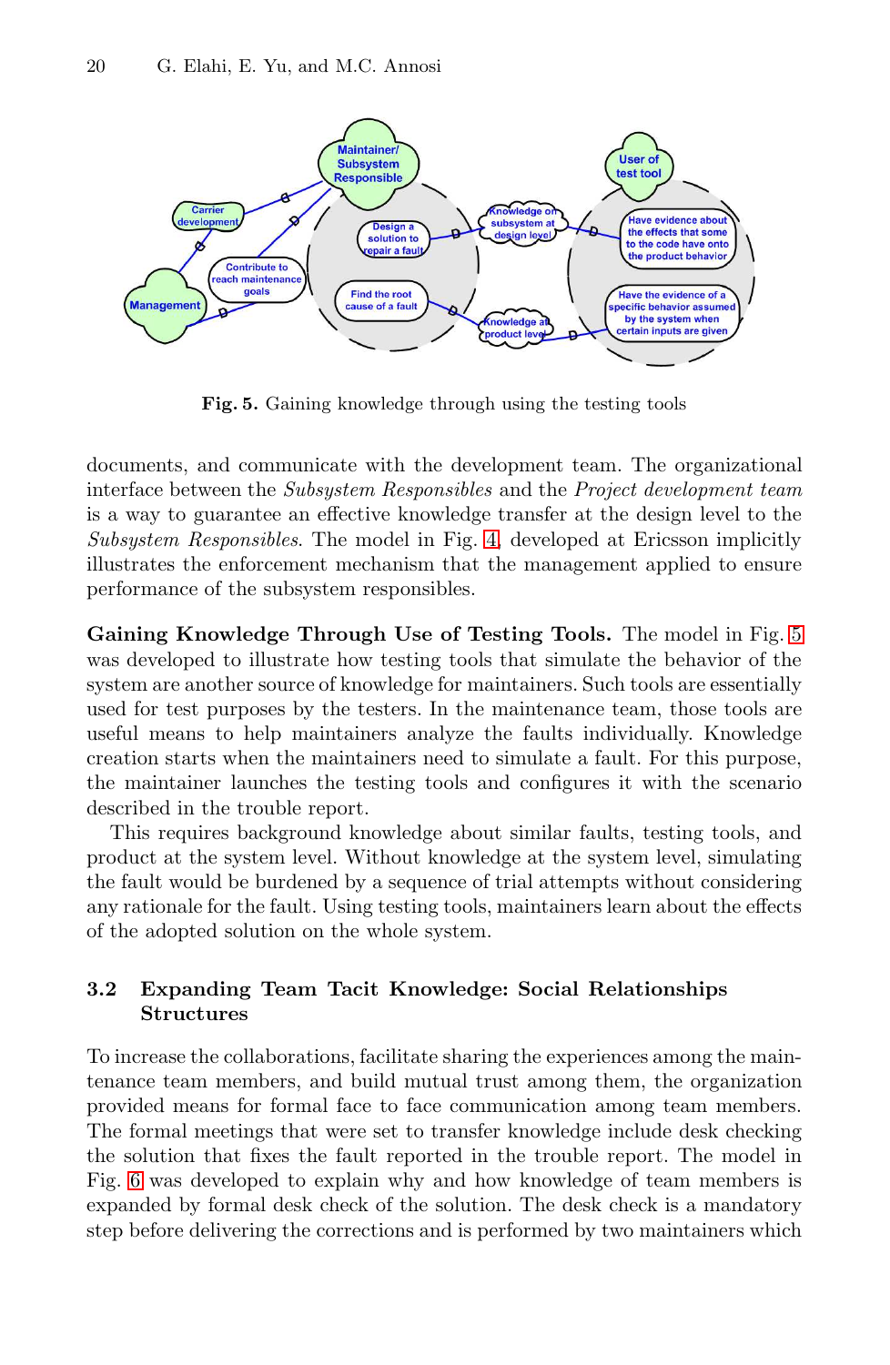Fig. 5. Gaining knowledge through using the testing tools

documents, and communicate with the development team. The organizational interface between the *Subsystem Responsibles* and the *Project development team* is a way to guarantee an effective knowledge transfer at the design level to the *Subsystem Responsibles*. The model in Fig. 4, developed at Ericsson implicitly illustrates the enforcement mechanism that the management applied to ensure performance of the subsystem responsibles.

**Gaining Knowledge Through Use of Testing Tools.** The model in Fig. 5 was developed to illustrate how testing tools that simulate the behavior of the system are another source of knowledge for maintainers. Such tools are essentially used for test purposes by the testers. In the maintenance team, those tools are useful means to help maintainers analyze the faults individually. Knowledge creation starts when the maintainers need to simulate a fault. For this purpose, the maintainer launches the testing tools and configures it with the scenario described in the trouble report.

This requires background knowledge about similar faults, testing tools, and product at the system level. Without knowledge at the system level, simulating the fault would be burdened by a sequence of trial attempts without considering any rationale for the fault. Using testing tools, maintainers learn about the effects of the adopted solution on the whole system.

### 3.2 Expanding Team Tacit Knowledge: Social Relationships Structures

To increase the collaborations, facilitate sharing the experiences among the maintenance team members, and build mutual trust among them, the organization provided means for formal face to face communication among team members. The formal meetings that were set to transfer knowledge include desk checking the solution that fixes the fault reported in the trouble report. The model in Fig. 6 was developed to explain why and how knowledge of team members is expanded by formal desk check of the solution. The desk check is a mandatory step before delivering the corrections and is performed by two maintainers which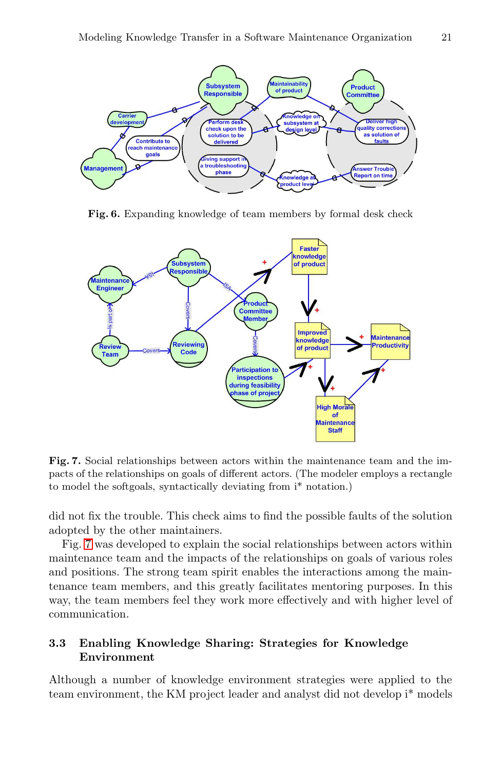Fig. 6. Expanding knowledge of team members by formal desk check

Fig. 7. Social relationships between actors within the maintenance team and the impacts of the relationships on goals of different actors. (The modeler employs a rectangle to model the softgoals, syntactically deviating from i* notation.)

did not fix the trouble. This check aims to find the possible faults of the solution adopted by the other maintainers.

Fig. 7 was developed to explain the social relationships between actors within maintenance team and the impacts of the relationships on goals of various roles and positions. The strong team spirit enables the interactions among the maintenance team members, and this greatly facilitates mentoring purposes. In this way, the team members feel they work more effectively and with higher level of communication.

### 3.3 Enabling Knowledge Sharing: Strategies for Knowledge Environment

Although a number of knowledge environment strategies were applied to the team environment, the KM project leader and analyst did not develop i* models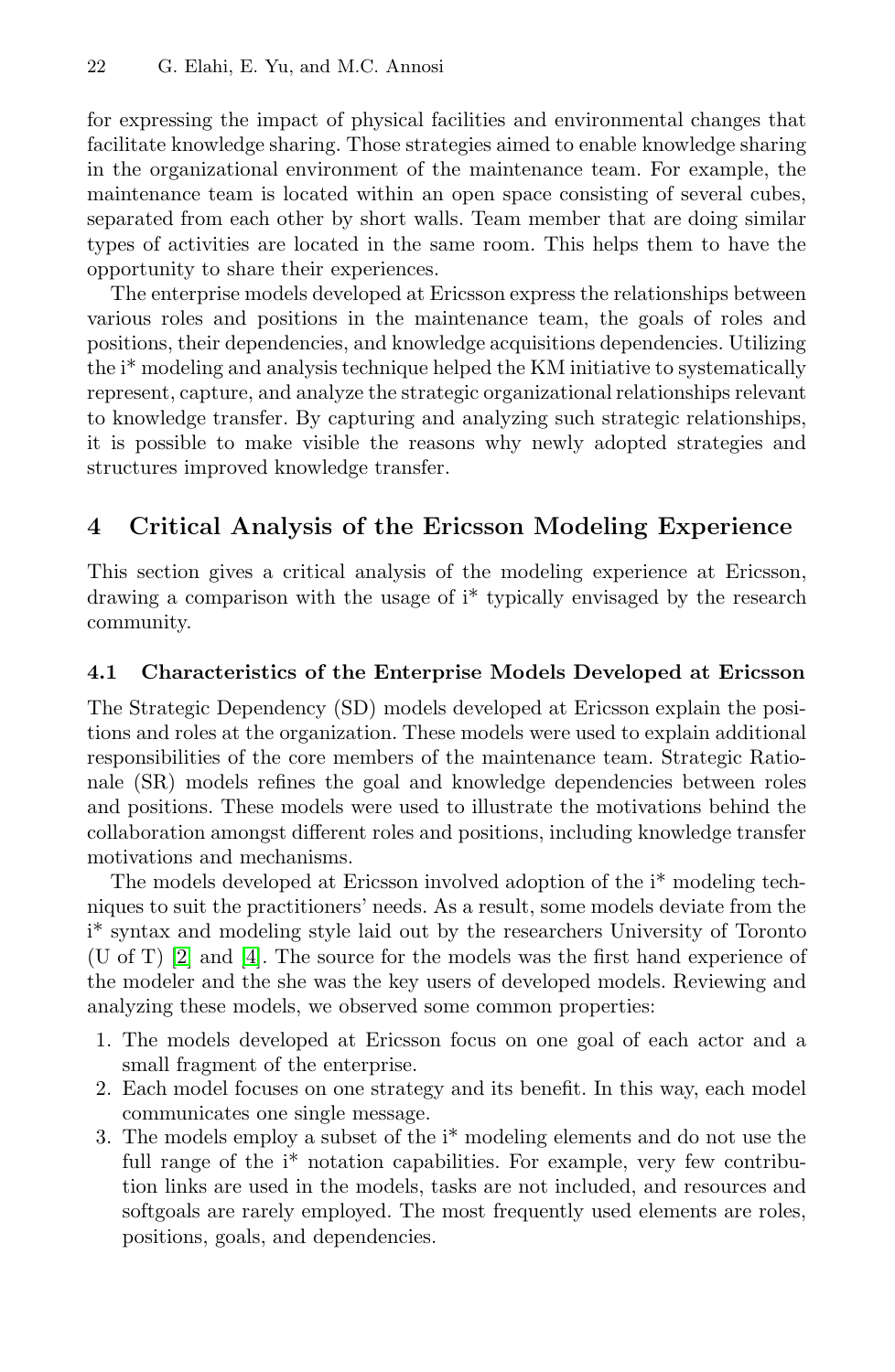for expressing the impact of physical facilities and environmental changes that facilitate knowledge sharing. Those strategies aimed to enable knowledge sharing in the organizational environment of the maintenance team. For example, the maintenance team is located within an open space consisting of several cubes, separated from each other by short walls. Team member that are doing similar types of activities are located in the same room. This helps them to have the opportunity to share their experiences.

The enterprise models developed at Ericsson express the relationships between various roles and positions in the maintenance team, the goals of roles and positions, their dependencies, and knowledge acquisitions dependencies. Utilizing the i* modeling and analysis technique helped the KM initiative to systematically represent, capture, and analyze the strategic organizational relationships relevant to knowledge transfer. By capturing and analyzing such strategic relationships, it is possible to make visible the reasons why newly adopted strategies and structures improved knowledge transfer.

## 4 Critical Analysis of the Ericsson Modeling Experience

This section gives a critical analysis of the modeling experience at Ericsson, drawing a comparison with the usage of i* typically envisaged by the research community.

### 4.1 Characteristics of the Enterprise Models Developed at Ericsson

The Strategic Dependency (SD) models developed at Ericsson explain the positions and roles at the organization. These models were used to explain additional responsibilities of the core members of the maintenance team. Strategic Rationale (SR) models refines the goal and knowledge dependencies between roles and positions. These models were used to illustrate the motivations behind the collaboration amongst different roles and positions, including knowledge transfer motivations and mechanisms.

The models developed at Ericsson involved adoption of the i* modeling techniques to suit the practitioners' needs. As a result, some models deviate from the i* syntax and modeling style laid out by the researchers University of Toronto (U of T) [2] and [4]. The source for the models was the first hand experience of the modeler and the she was the key users of developed models. Reviewing and analyzing these models, we observed some common properties:

1. The models developed at Ericsson focus on one goal of each actor and a small fragment of the enterprise.
2. Each model focuses on one strategy and its benefit. In this way, each model communicates one single message.
3. The models employ a subset of the i* modeling elements and do not use the full range of the i* notation capabilities. For example, very few contribution links are used in the models, tasks are not included, and resources and softgoals are rarely employed. The most frequently used elements are roles, positions, goals, and dependencies.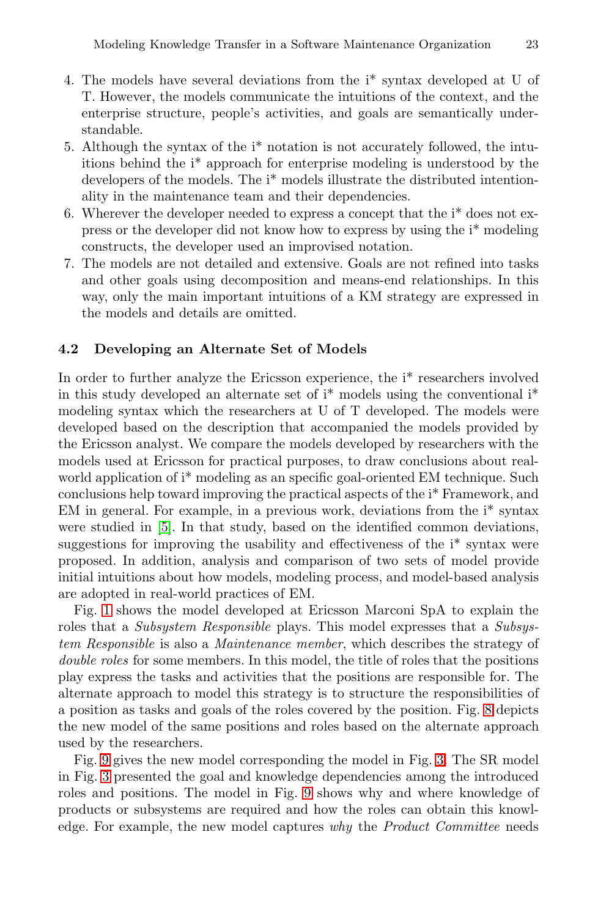4. The models have several deviations from the i* syntax developed at U of T. However, the models communicate the intuitions of the context, and the enterprise structure, people's activities, and goals are semantically understandable.
5. Although the syntax of the i* notation is not accurately followed, the intuitions behind the i* approach for enterprise modeling is understood by the developers of the models. The i* models illustrate the distributed intentionality in the maintenance team and their dependencies.
6. Wherever the developer needed to express a concept that the i* does not express or the developer did not know how to express by using the i* modeling constructs, the developer used an improvised notation.
7. The models are not detailed and extensive. Goals are not refined into tasks and other goals using decomposition and means-end relationships. In this way, only the main important intuitions of a KM strategy are expressed in the models and details are omitted.

### 4.2 Developing an Alternate Set of Models

In order to further analyze the Ericsson experience, the i* researchers involved in this study developed an alternate set of i* models using the conventional i* modeling syntax which the researchers at U of T developed. The models were developed based on the description that accompanied the models provided by the Ericsson analyst. We compare the models developed by researchers with the models used at Ericsson for practical purposes, to draw conclusions about real-world application of i* modeling as an specific goal-oriented EM technique. Such conclusions help toward improving the practical aspects of the i* Framework, and EM in general. For example, in a previous work, deviations from the i* syntax were studied in [5]. In that study, based on the identified common deviations, suggestions for improving the usability and effectiveness of the i* syntax were proposed. In addition, analysis and comparison of two sets of model provide initial intuitions about how models, modeling process, and model-based analysis are adopted in real-world practices of EM.

Fig. 1 shows the model developed at Ericsson Marconi SpA to explain the roles that a *Subsystem Responsible* plays. This model expresses that a *Subsystem Responsible* is also a *Maintenance member*, which describes the strategy of *double roles* for some members. In this model, the title of roles that the positions play express the tasks and activities that the positions are responsible for. The alternate approach to model this strategy is to structure the responsibilities of a position as tasks and goals of the roles covered by the position. Fig. 8 depicts the new model of the same positions and roles based on the alternate approach used by the researchers.

Fig. 9 gives the new model corresponding the model in Fig. 3. The SR model in Fig. 3 presented the goal and knowledge dependencies among the introduced roles and positions. The model in Fig. 9 shows why and where knowledge of products or subsystems are required and how the roles can obtain this knowledge. For example, the new model captures *why* the *Product Committee* needs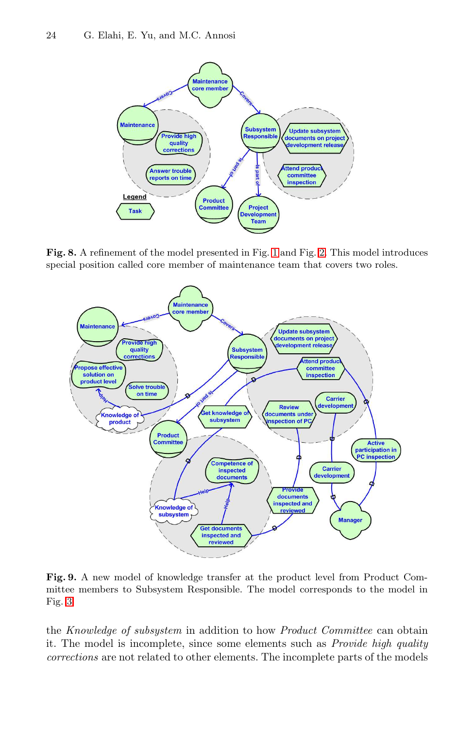**Fig. 8.** A refinement of the model presented in Fig. 1 and Fig. 2. This model introduces special position called core member of maintenance team that covers two roles.

**Fig. 9.** A new model of knowledge transfer at the product level from Product Committee members to Subsystem Responsible. The model corresponds to the model in Fig. 3

the *Knowledge of subsystem* in addition to how *Product Committee* can obtain it. The model is incomplete, since some elements such as *Provide high quality corrections* are not related to other elements. The incomplete parts of the models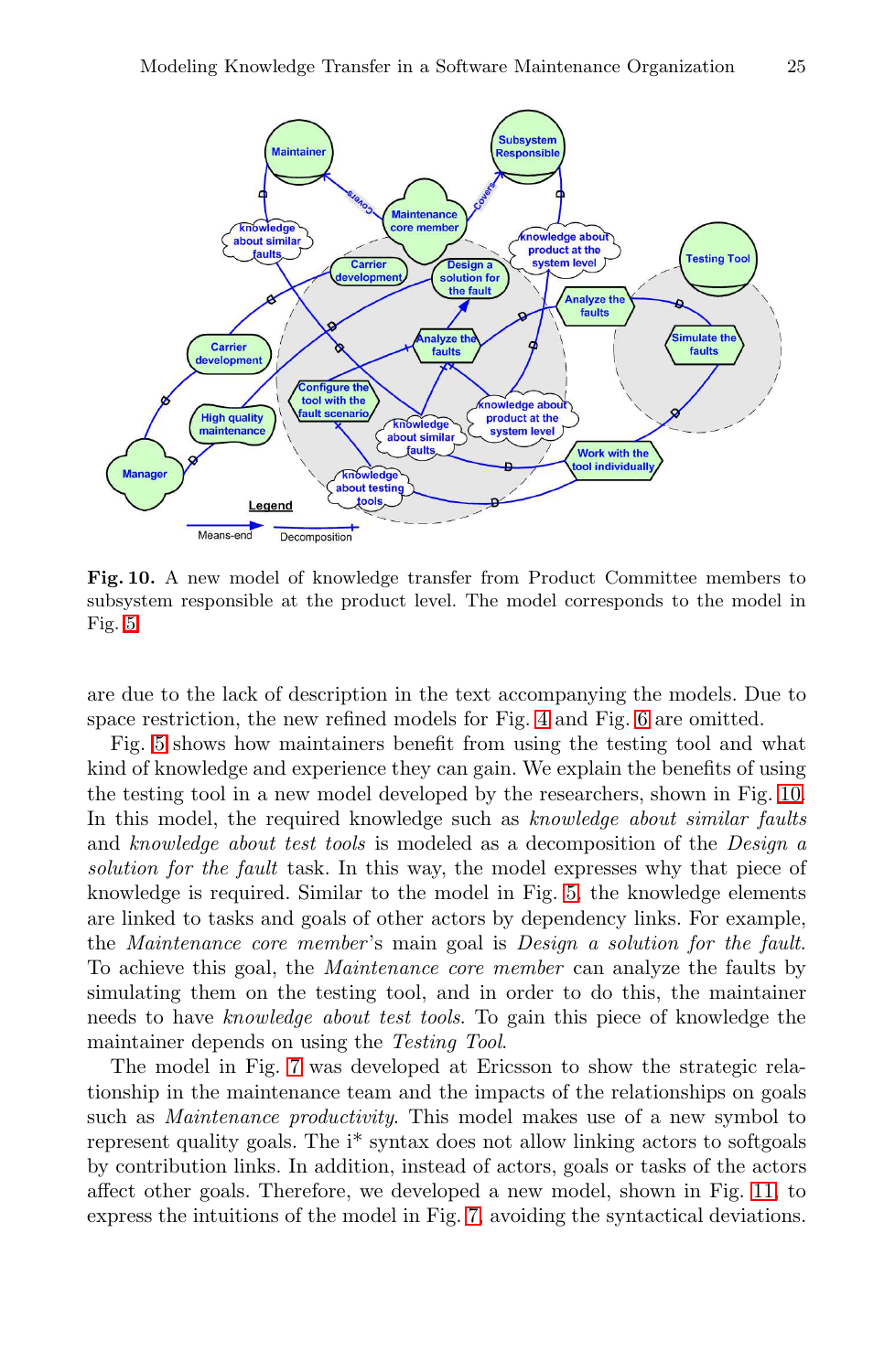**Fig. 10.** A new model of knowledge transfer from Product Committee members to subsystem responsible at the product level. The model corresponds to the model in Fig. 5

are due to the lack of description in the text accompanying the models. Due to space restriction, the new refined models for Fig. 4 and Fig. 6 are omitted.

Fig. 5 shows how maintainers benefit from using the testing tool and what kind of knowledge and experience they can gain. We explain the benefits of using the testing tool in a new model developed by the researchers, shown in Fig. 10. In this model, the required knowledge such as *knowledge about similar faults* and *knowledge about test tools* is modeled as a decomposition of the *Design a solution for the fault* task. In this way, the model expresses why that piece of knowledge is required. Similar to the model in Fig. 5, the knowledge elements are linked to tasks and goals of other actors by dependency links. For example, the *Maintenance core member*'s main goal is *Design a solution for the fault*. To achieve this goal, the *Maintenance core member* can analyze the faults by simulating them on the testing tool, and in order to do this, the maintainer needs to have *knowledge about test tools*. To gain this piece of knowledge the maintainer depends on using the *Testing Tool*.

The model in Fig. 7 was developed at Ericsson to show the strategic relationship in the maintenance team and the impacts of the relationships on goals such as *Maintenance productivity*. This model makes use of a new symbol to represent quality goals. The i* syntax does not allow linking actors to softgoals by contribution links. In addition, instead of actors, goals or tasks of the actors affect other goals. Therefore, we developed a new model, shown in Fig. 11, to express the intuitions of the model in Fig. 7, avoiding the syntactical deviations.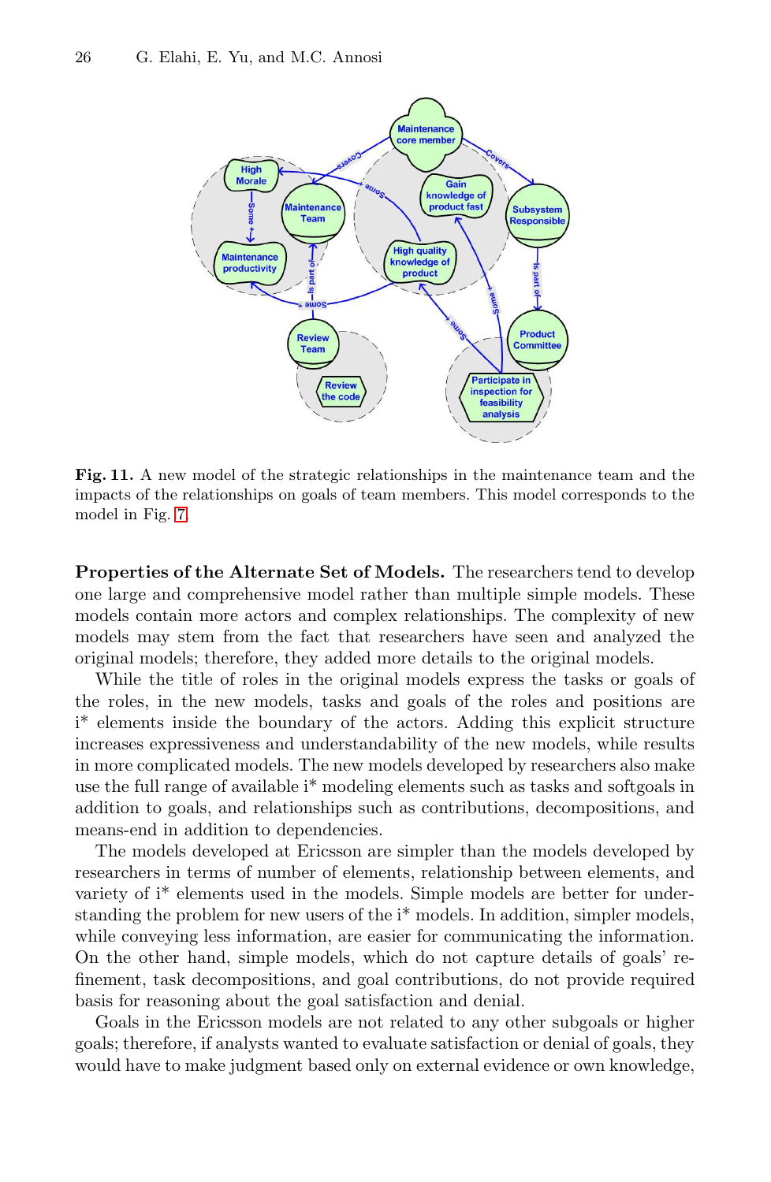Fig. 11. A new model of the strategic relationships in the maintenance team and the impacts of the relationships on goals of team members. This model corresponds to the model in Fig. 7.

**Properties of the Alternate Set of Models.** The researchers tend to develop one large and comprehensive model rather than multiple simple models. These models contain more actors and complex relationships. The complexity of new models may stem from the fact that researchers have seen and analyzed the original models; therefore, they added more details to the original models.

While the title of roles in the original models express the tasks or goals of the roles, in the new models, tasks and goals of the roles and positions are i* elements inside the boundary of the actors. Adding this explicit structure increases expressiveness and understandability of the new models, while results in more complicated models. The new models developed by researchers also make use the full range of available i* modeling elements such as tasks and softgoals in addition to goals, and relationships such as contributions, decompositions, and means-end in addition to dependencies.

The models developed at Ericsson are simpler than the models developed by researchers in terms of number of elements, relationship between elements, and variety of i* elements used in the models. Simple models are better for understanding the problem for new users of the i* models. In addition, simpler models, while conveying less information, are easier for communicating the information. On the other hand, simple models, which do not capture details of goals' refinement, task decompositions, and goal contributions, do not provide required basis for reasoning about the goal satisfaction and denial.

Goals in the Ericsson models are not related to any other subgoals or higher goals; therefore, if analysts wanted to evaluate satisfaction or denial of goals, they would have to make judgment based only on external evidence or own knowledge,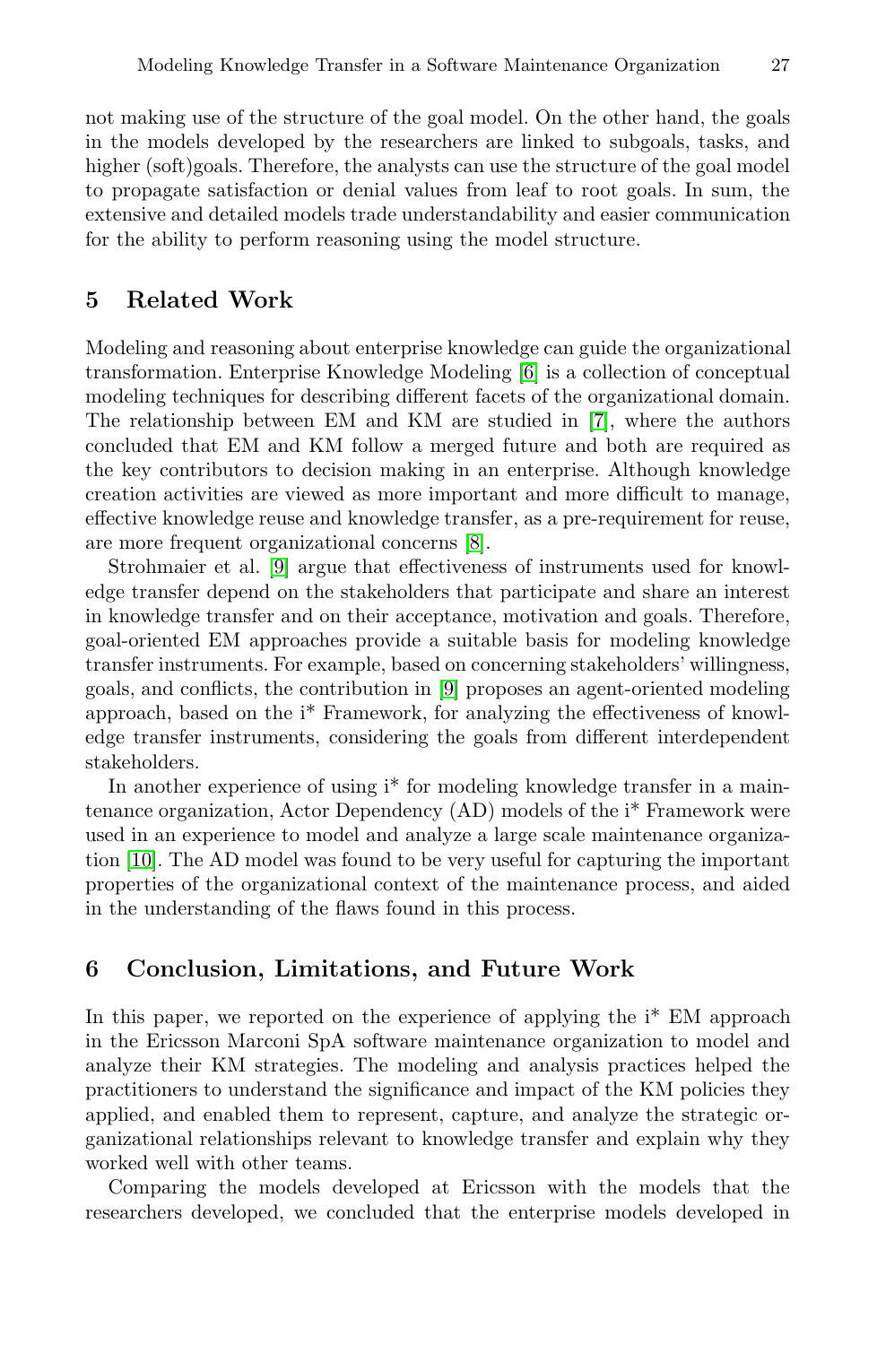not making use of the structure of the goal model. On the other hand, the goals in the models developed by the researchers are linked to subgoals, tasks, and higher (soft)goals. Therefore, the analysts can use the structure of the goal model to propagate satisfaction or denial values from leaf to root goals. In sum, the extensive and detailed models trade understandability and easier communication for the ability to perform reasoning using the model structure.

## 5 Related Work

Modeling and reasoning about enterprise knowledge can guide the organizational transformation. Enterprise Knowledge Modeling [6] is a collection of conceptual modeling techniques for describing different facets of the organizational domain. The relationship between EM and KM are studied in [7], where the authors concluded that EM and KM follow a merged future and both are required as the key contributors to decision making in an enterprise. Although knowledge creation activities are viewed as more important and more difficult to manage, effective knowledge reuse and knowledge transfer, as a pre-requirement for reuse, are more frequent organizational concerns [8].

Strohmaier et al. [9] argue that effectiveness of instruments used for knowledge transfer depend on the stakeholders that participate and share an interest in knowledge transfer and on their acceptance, motivation and goals. Therefore, goal-oriented EM approaches provide a suitable basis for modeling knowledge transfer instruments. For example, based on concerning stakeholders' willingness, goals, and conflicts, the contribution in [9] proposes an agent-oriented modeling approach, based on the i* Framework, for analyzing the effectiveness of knowledge transfer instruments, considering the goals from different interdependent stakeholders.

In another experience of using i* for modeling knowledge transfer in a maintenance organization, Actor Dependency (AD) models of the i* Framework were used in an experience to model and analyze a large scale maintenance organization [10]. The AD model was found to be very useful for capturing the important properties of the organizational context of the maintenance process, and aided in the understanding of the flaws found in this process.

## 6 Conclusion, Limitations, and Future Work

In this paper, we reported on the experience of applying the i* EM approach in the Ericsson Marconi SpA software maintenance organization to model and analyze their KM strategies. The modeling and analysis practices helped the practitioners to understand the significance and impact of the KM policies they applied, and enabled them to represent, capture, and analyze the strategic organizational relationships relevant to knowledge transfer and explain why they worked well with other teams.

Comparing the models developed at Ericsson with the models that the researchers developed, we concluded that the enterprise models developed in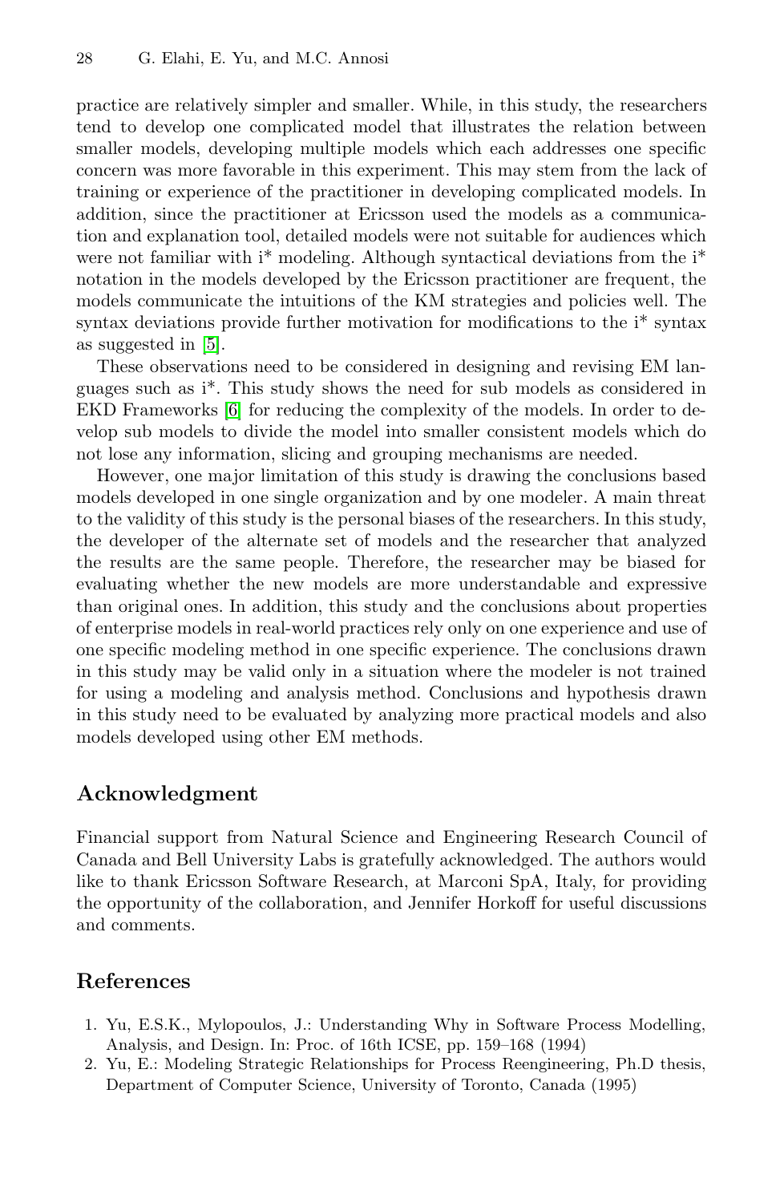practice are relatively simpler and smaller. While, in this study, the researchers tend to develop one complicated model that illustrates the relation between smaller models, developing multiple models which each addresses one specific concern was more favorable in this experiment. This may stem from the lack of training or experience of the practitioner in developing complicated models. In addition, since the practitioner at Ericsson used the models as a communication and explanation tool, detailed models were not suitable for audiences which were not familiar with i* modeling. Although syntactical deviations from the i* notation in the models developed by the Ericsson practitioner are frequent, the models communicate the intuitions of the KM strategies and policies well. The syntax deviations provide further motivation for modifications to the i* syntax as suggested in [5].

These observations need to be considered in designing and revising EM languages such as i*. This study shows the need for sub models as considered in EKD Frameworks [6] for reducing the complexity of the models. In order to develop sub models to divide the model into smaller consistent models which do not lose any information, slicing and grouping mechanisms are needed.

However, one major limitation of this study is drawing the conclusions based models developed in one single organization and by one modeler. A main threat to the validity of this study is the personal biases of the researchers. In this study, the developer of the alternate set of models and the researcher that analyzed the results are the same people. Therefore, the researcher may be biased for evaluating whether the new models are more understandable and expressive than original ones. In addition, this study and the conclusions about properties of enterprise models in real-world practices rely only on one experience and use of one specific modeling method in one specific experience. The conclusions drawn in this study may be valid only in a situation where the modeler is not trained for using a modeling and analysis method. Conclusions and hypothesis drawn in this study need to be evaluated by analyzing more practical models and also models developed using other EM methods.

## Acknowledgment

Financial support from Natural Science and Engineering Research Council of Canada and Bell University Labs is gratefully acknowledged. The authors would like to thank Ericsson Software Research, at Marconi SpA, Italy, for providing the opportunity of the collaboration, and Jennifer Horkoff for useful discussions and comments.

## References

1. Yu, E.S.K., Mylopoulos, J.: Understanding Why in Software Process Modelling, Analysis, and Design. In: Proc. of 16th ICSE, pp. 159–168 (1994)
2. Yu, E.: Modeling Strategic Relationships for Process Reengineering, Ph.D thesis, Department of Computer Science, University of Toronto, Canada (1995)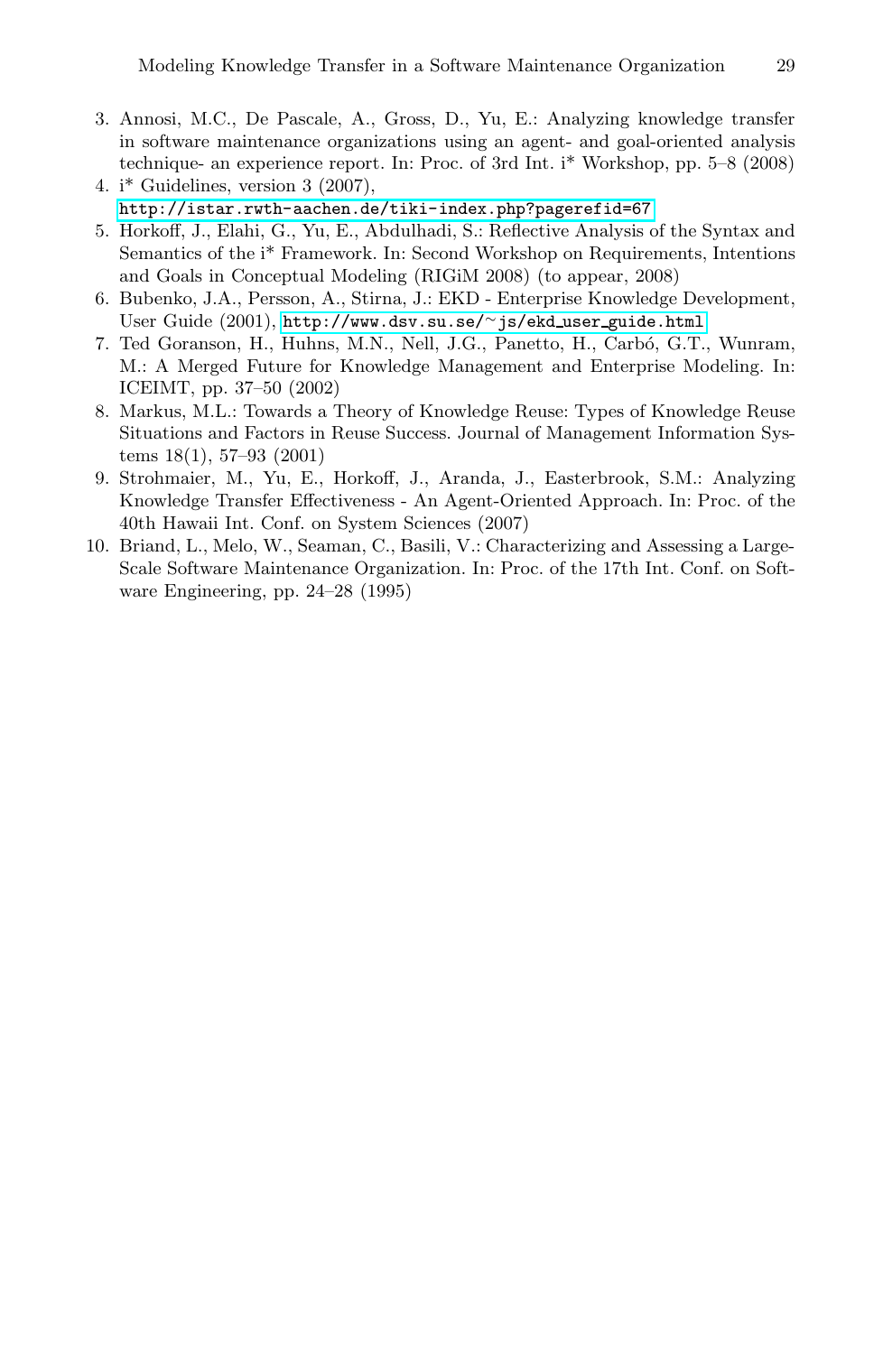3. Annosi, M.C., De Pascale, A., Gross, D., Yu, E.: Analyzing knowledge transfer in software maintenance organizations using an agent- and goal-oriented analysis technique- an experience report. In: Proc. of 3rd Int. i* Workshop, pp. 5–8 (2008)
4. i* Guidelines, version 3 (2007), http://istar.rwth-aachen.de/tiki-index.php?pagerefid=67
5. Horkoff, J., Elahi, G., Yu, E., Abdulhadi, S.: Reflective Analysis of the Syntax and Semantics of the i* Framework. In: Second Workshop on Requirements, Intentions and Goals in Conceptual Modeling (RIGiM 2008) (to appear, 2008)
6. Bubenko, J.A., Persson, A., Stirna, J.: EKD - Enterprise Knowledge Development, User Guide (2001), http://www.dsv.su.se/~js/ekd_user_guide.html
7. Ted Goranson, H., Huhns, M.N., Nell, J.G., Panetto, H., Carbó, G.T., Wunram, M.: A Merged Future for Knowledge Management and Enterprise Modeling. In: ICEIMT, pp. 37–50 (2002)
8. Markus, M.L.: Towards a Theory of Knowledge Reuse: Types of Knowledge Reuse Situations and Factors in Reuse Success. Journal of Management Information Systems 18(1), 57–93 (2001)
9. Strohmaier, M., Yu, E., Horkoff, J., Aranda, J., Easterbrook, S.M.: Analyzing Knowledge Transfer Effectiveness - An Agent-Oriented Approach. In: Proc. of the 40th Hawaii Int. Conf. on System Sciences (2007)
10. Briand, L., Melo, W., Seaman, C., Basili, V.: Characterizing and Assessing a Large-Scale Software Maintenance Organization. In: Proc. of the 17th Int. Conf. on Software Engineering, pp. 24–28 (1995)